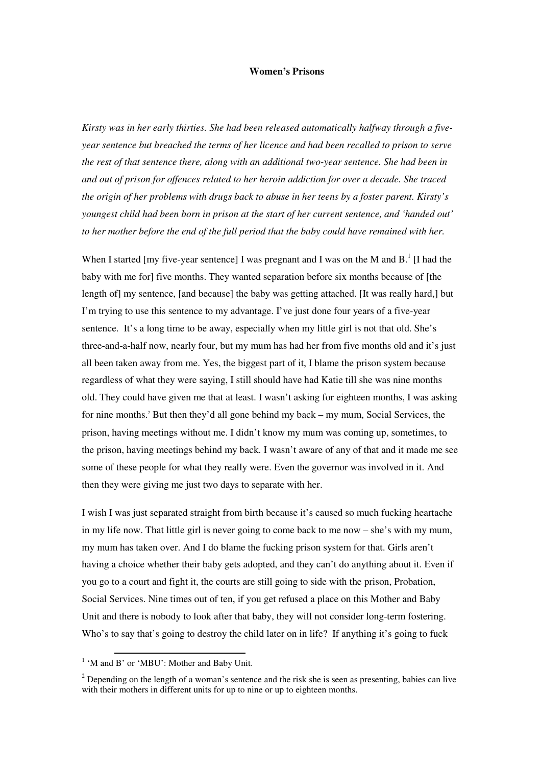# Women's Prisons

*Kirsty was in her early thirties. She had been released automatically halfway through a five-year sentence but breached the terms of her licence and had been recalled to prison to serve the rest of that sentence there, along with an additional two-year sentence. She had been in and out of prison for offences related to her heroin addiction for over a decade. She traced the origin of her problems with drugs back to abuse in her teens by a foster parent. Kirsty's youngest child had been born in prison at the start of her current sentence, and 'handed out' to her mother before the end of the full period that the baby could have remained with her.*

When I started [my five-year sentence] I was pregnant and I was on the M and B.[1] [I had the baby with me for] five months. They wanted separation before six months because of [the length of] my sentence, [and because] the baby was getting attached. [It was really hard,] but I'm trying to use this sentence to my advantage. I've just done four years of a five-year sentence. It's a long time to be away, especially when my little girl is not that old. She's three-and-a-half now, nearly four, but my mum has had her from five months old and it's just all been taken away from me. Yes, the biggest part of it, I blame the prison system because regardless of what they were saying, I still should have had Katie till she was nine months old. They could have given me that at least. I wasn't asking for eighteen months, I was asking for nine months.[2] But then they'd all gone behind my back – my mum, Social Services, the prison, having meetings without me. I didn't know my mum was coming up, sometimes, to the prison, having meetings behind my back. I wasn't aware of any of that and it made me see some of these people for what they really were. Even the governor was involved in it. And then they were giving me just two days to separate with her.

I wish I was just separated straight from birth because it's caused so much fucking heartache in my life now. That little girl is never going to come back to me now – she's with my mum, my mum has taken over. And I do blame the fucking prison system for that. Girls aren't having a choice whether their baby gets adopted, and they can't do anything about it. Even if you go to a court and fight it, the courts are still going to side with the prison, Probation, Social Services. Nine times out of ten, if you get refused a place on this Mother and Baby Unit and there is nobody to look after that baby, they will not consider long-term fostering. Who's to say that's going to destroy the child later on in life? If anything it's going to fuck

---

[1] 'M and B' or 'MBU': Mother and Baby Unit.

[2] Depending on the length of a woman's sentence and the risk she is seen as presenting, babies can live with their mothers in different units for up to nine or up to eighteen months.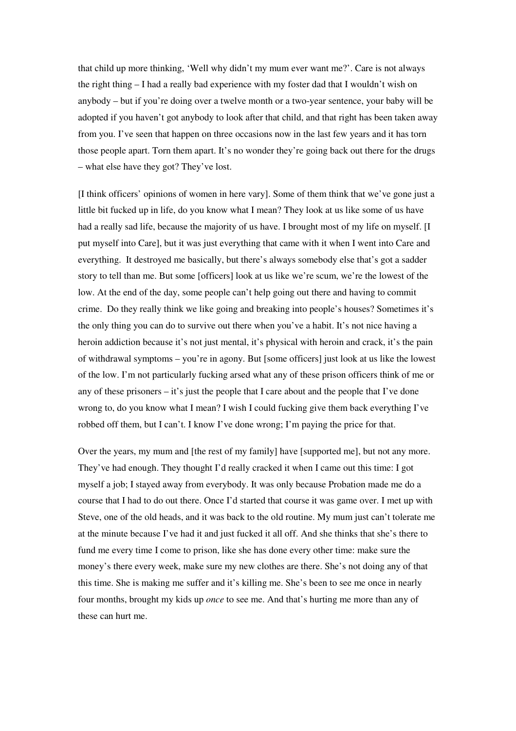that child up more thinking, 'Well why didn't my mum ever want me?'. Care is not always the right thing – I had a really bad experience with my foster dad that I wouldn't wish on anybody – but if you're doing over a twelve month or a two-year sentence, your baby will be adopted if you haven't got anybody to look after that child, and that right has been taken away from you. I've seen that happen on three occasions now in the last few years and it has torn those people apart. Torn them apart. It's no wonder they're going back out there for the drugs – what else have they got? They've lost.

[I think officers' opinions of women in here vary]. Some of them think that we've gone just a little bit fucked up in life, do you know what I mean? They look at us like some of us have had a really sad life, because the majority of us have. I brought most of my life on myself. [I put myself into Care], but it was just everything that came with it when I went into Care and everything. It destroyed me basically, but there's always somebody else that's got a sadder story to tell than me. But some [officers] look at us like we're scum, we're the lowest of the low. At the end of the day, some people can't help going out there and having to commit crime. Do they really think we like going and breaking into people's houses? Sometimes it's the only thing you can do to survive out there when you've a habit. It's not nice having a heroin addiction because it's not just mental, it's physical with heroin and crack, it's the pain of withdrawal symptoms – you're in agony. But [some officers] just look at us like the lowest of the low. I'm not particularly fucking arsed what any of these prison officers think of me or any of these prisoners – it's just the people that I care about and the people that I've done wrong to, do you know what I mean? I wish I could fucking give them back everything I've robbed off them, but I can't. I know I've done wrong; I'm paying the price for that.

Over the years, my mum and [the rest of my family] have [supported me], but not any more. They've had enough. They thought I'd really cracked it when I came out this time: I got myself a job; I stayed away from everybody. It was only because Probation made me do a course that I had to do out there. Once I'd started that course it was game over. I met up with Steve, one of the old heads, and it was back to the old routine. My mum just can't tolerate me at the minute because I've had it and just fucked it all off. And she thinks that she's there to fund me every time I come to prison, like she has done every other time: make sure the money's there every week, make sure my new clothes are there. She's not doing any of that this time. She is making me suffer and it's killing me. She's been to see me once in nearly four months, brought my kids up *once* to see me. And that's hurting me more than any of these can hurt me.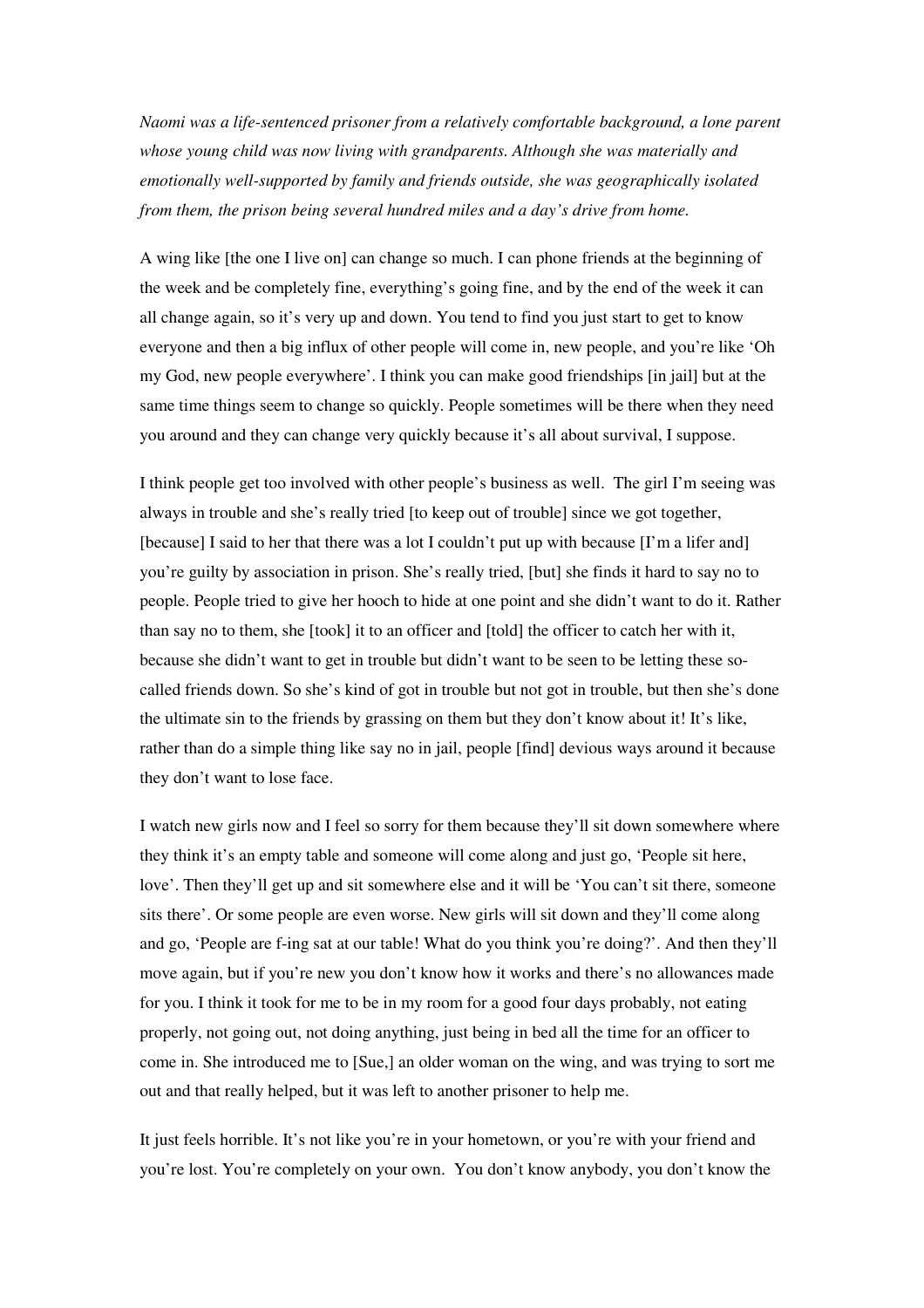*Naomi was a life-sentenced prisoner from a relatively comfortable background, a lone parent whose young child was now living with grandparents. Although she was materially and emotionally well-supported by family and friends outside, she was geographically isolated from them, the prison being several hundred miles and a day's drive from home.*

A wing like [the one I live on] can change so much. I can phone friends at the beginning of the week and be completely fine, everything's going fine, and by the end of the week it can all change again, so it's very up and down. You tend to find you just start to get to know everyone and then a big influx of other people will come in, new people, and you're like 'Oh my God, new people everywhere'. I think you can make good friendships [in jail] but at the same time things seem to change so quickly. People sometimes will be there when they need you around and they can change very quickly because it's all about survival, I suppose.

I think people get too involved with other people's business as well. The girl I'm seeing was always in trouble and she's really tried [to keep out of trouble] since we got together, [because] I said to her that there was a lot I couldn't put up with because [I'm a lifer and] you're guilty by association in prison. She's really tried, [but] she finds it hard to say no to people. People tried to give her hooch to hide at one point and she didn't want to do it. Rather than say no to them, she [took] it to an officer and [told] the officer to catch her with it, because she didn't want to get in trouble but didn't want to be seen to be letting these so-called friends down. So she's kind of got in trouble but not got in trouble, but then she's done the ultimate sin to the friends by grassing on them but they don't know about it! It's like, rather than do a simple thing like say no in jail, people [find] devious ways around it because they don't want to lose face.

I watch new girls now and I feel so sorry for them because they'll sit down somewhere where they think it's an empty table and someone will come along and just go, 'People sit here, love'. Then they'll get up and sit somewhere else and it will be 'You can't sit there, someone sits there'. Or some people are even worse. New girls will sit down and they'll come along and go, 'People are f-ing sat at our table! What do you think you're doing?'. And then they'll move again, but if you're new you don't know how it works and there's no allowances made for you. I think it took for me to be in my room for a good four days probably, not eating properly, not going out, not doing anything, just being in bed all the time for an officer to come in. She introduced me to [Sue,] an older woman on the wing, and was trying to sort me out and that really helped, but it was left to another prisoner to help me.

It just feels horrible. It's not like you're in your hometown, or you're with your friend and you're lost. You're completely on your own. You don't know anybody, you don't know the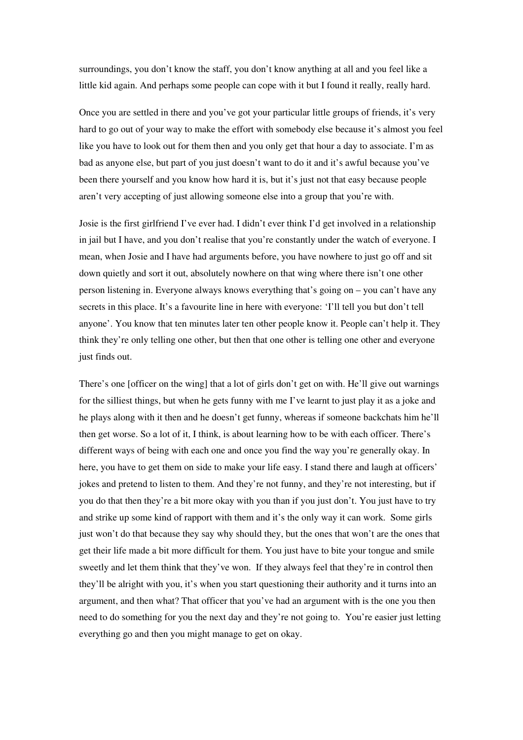surroundings, you don't know the staff, you don't know anything at all and you feel like a little kid again. And perhaps some people can cope with it but I found it really, really hard.

Once you are settled in there and you've got your particular little groups of friends, it's very hard to go out of your way to make the effort with somebody else because it's almost you feel like you have to look out for them then and you only get that hour a day to associate. I'm as bad as anyone else, but part of you just doesn't want to do it and it's awful because you've been there yourself and you know how hard it is, but it's just not that easy because people aren't very accepting of just allowing someone else into a group that you're with.

Josie is the first girlfriend I've ever had. I didn't ever think I'd get involved in a relationship in jail but I have, and you don't realise that you're constantly under the watch of everyone. I mean, when Josie and I have had arguments before, you have nowhere to just go off and sit down quietly and sort it out, absolutely nowhere on that wing where there isn't one other person listening in. Everyone always knows everything that's going on – you can't have any secrets in this place. It's a favourite line in here with everyone: 'I'll tell you but don't tell anyone'. You know that ten minutes later ten other people know it. People can't help it. They think they're only telling one other, but then that one other is telling one other and everyone just finds out.

There's one [officer on the wing] that a lot of girls don't get on with. He'll give out warnings for the silliest things, but when he gets funny with me I've learnt to just play it as a joke and he plays along with it then and he doesn't get funny, whereas if someone backchats him he'll then get worse. So a lot of it, I think, is about learning how to be with each officer. There's different ways of being with each one and once you find the way you're generally okay. In here, you have to get them on side to make your life easy. I stand there and laugh at officers' jokes and pretend to listen to them. And they're not funny, and they're not interesting, but if you do that then they're a bit more okay with you than if you just don't. You just have to try and strike up some kind of rapport with them and it's the only way it can work. Some girls just won't do that because they say why should they, but the ones that won't are the ones that get their life made a bit more difficult for them. You just have to bite your tongue and smile sweetly and let them think that they've won. If they always feel that they're in control then they'll be alright with you, it's when you start questioning their authority and it turns into an argument, and then what? That officer that you've had an argument with is the one you then need to do something for you the next day and they're not going to. You're easier just letting everything go and then you might manage to get on okay.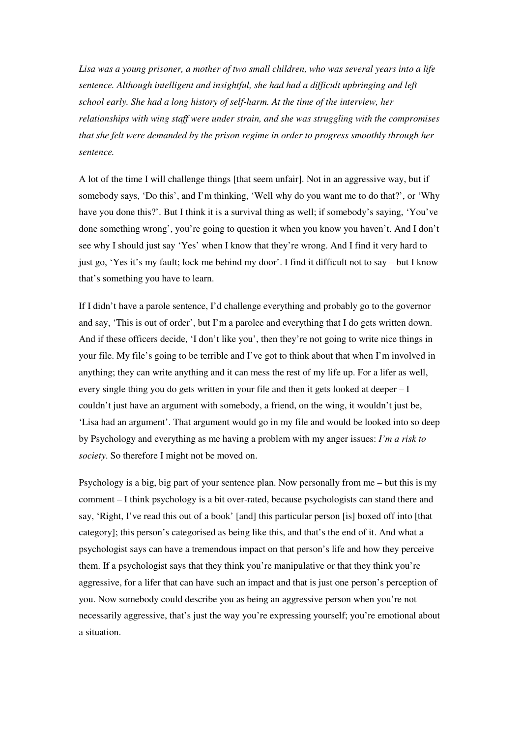*Lisa was a young prisoner, a mother of two small children, who was several years into a life sentence. Although intelligent and insightful, she had had a difficult upbringing and left school early. She had a long history of self-harm. At the time of the interview, her relationships with wing staff were under strain, and she was struggling with the compromises that she felt were demanded by the prison regime in order to progress smoothly through her sentence.*

A lot of the time I will challenge things [that seem unfair]. Not in an aggressive way, but if somebody says, 'Do this', and I'm thinking, 'Well why do you want me to do that?', or 'Why have you done this?'. But I think it is a survival thing as well; if somebody's saying, 'You've done something wrong', you're going to question it when you know you haven't. And I don't see why I should just say 'Yes' when I know that they're wrong. And I find it very hard to just go, 'Yes it's my fault; lock me behind my door'. I find it difficult not to say – but I know that's something you have to learn.

If I didn't have a parole sentence, I'd challenge everything and probably go to the governor and say, 'This is out of order', but I'm a parolee and everything that I do gets written down. And if these officers decide, 'I don't like you', then they're not going to write nice things in your file. My file's going to be terrible and I've got to think about that when I'm involved in anything; they can write anything and it can mess the rest of my life up. For a lifer as well, every single thing you do gets written in your file and then it gets looked at deeper – I couldn't just have an argument with somebody, a friend, on the wing, it wouldn't just be, 'Lisa had an argument'. That argument would go in my file and would be looked into so deep by Psychology and everything as me having a problem with my anger issues: *I'm a risk to society*. So therefore I might not be moved on.

Psychology is a big, big part of your sentence plan. Now personally from me – but this is my comment – I think psychology is a bit over-rated, because psychologists can stand there and say, 'Right, I've read this out of a book' [and] this particular person [is] boxed off into [that category]; this person's categorised as being like this, and that's the end of it. And what a psychologist says can have a tremendous impact on that person's life and how they perceive them. If a psychologist says that they think you're manipulative or that they think you're aggressive, for a lifer that can have such an impact and that is just one person's perception of you. Now somebody could describe you as being an aggressive person when you're not necessarily aggressive, that's just the way you're expressing yourself; you're emotional about a situation.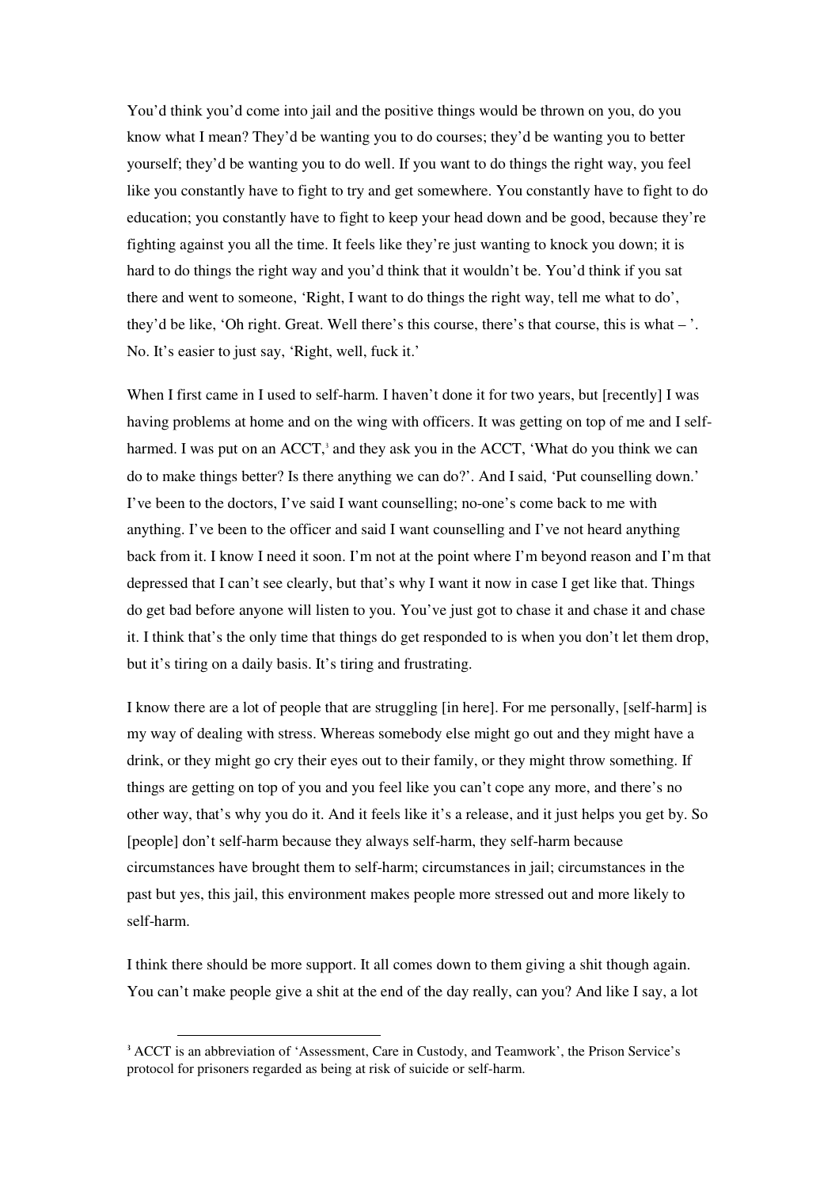You'd think you'd come into jail and the positive things would be thrown on you, do you know what I mean? They'd be wanting you to do courses; they'd be wanting you to better yourself; they'd be wanting you to do well. If you want to do things the right way, you feel like you constantly have to fight to try and get somewhere. You constantly have to fight to do education; you constantly have to fight to keep your head down and be good, because they're fighting against you all the time. It feels like they're just wanting to knock you down; it is hard to do things the right way and you'd think that it wouldn't be. You'd think if you sat there and went to someone, 'Right, I want to do things the right way, tell me what to do', they'd be like, 'Oh right. Great. Well there's this course, there's that course, this is what – '. No. It's easier to just say, 'Right, well, fuck it.'

When I first came in I used to self-harm. I haven't done it for two years, but [recently] I was having problems at home and on the wing with officers. It was getting on top of me and I self-harmed. I was put on an ACCT,[3] and they ask you in the ACCT, 'What do you think we can do to make things better? Is there anything we can do?'. And I said, 'Put counselling down.' I've been to the doctors, I've said I want counselling; no-one's come back to me with anything. I've been to the officer and said I want counselling and I've not heard anything back from it. I know I need it soon. I'm not at the point where I'm beyond reason and I'm that depressed that I can't see clearly, but that's why I want it now in case I get like that. Things do get bad before anyone will listen to you. You've just got to chase it and chase it and chase it. I think that's the only time that things do get responded to is when you don't let them drop, but it's tiring on a daily basis. It's tiring and frustrating.

I know there are a lot of people that are struggling [in here]. For me personally, [self-harm] is my way of dealing with stress. Whereas somebody else might go out and they might have a drink, or they might go cry their eyes out to their family, or they might throw something. If things are getting on top of you and you feel like you can't cope any more, and there's no other way, that's why you do it. And it feels like it's a release, and it just helps you get by. So [people] don't self-harm because they always self-harm, they self-harm because circumstances have brought them to self-harm; circumstances in jail; circumstances in the past but yes, this jail, this environment makes people more stressed out and more likely to self-harm.

I think there should be more support. It all comes down to them giving a shit though again. You can't make people give a shit at the end of the day really, can you? And like I say, a lot

---

[3] ACCT is an abbreviation of 'Assessment, Care in Custody, and Teamwork', the Prison Service's protocol for prisoners regarded as being at risk of suicide or self-harm.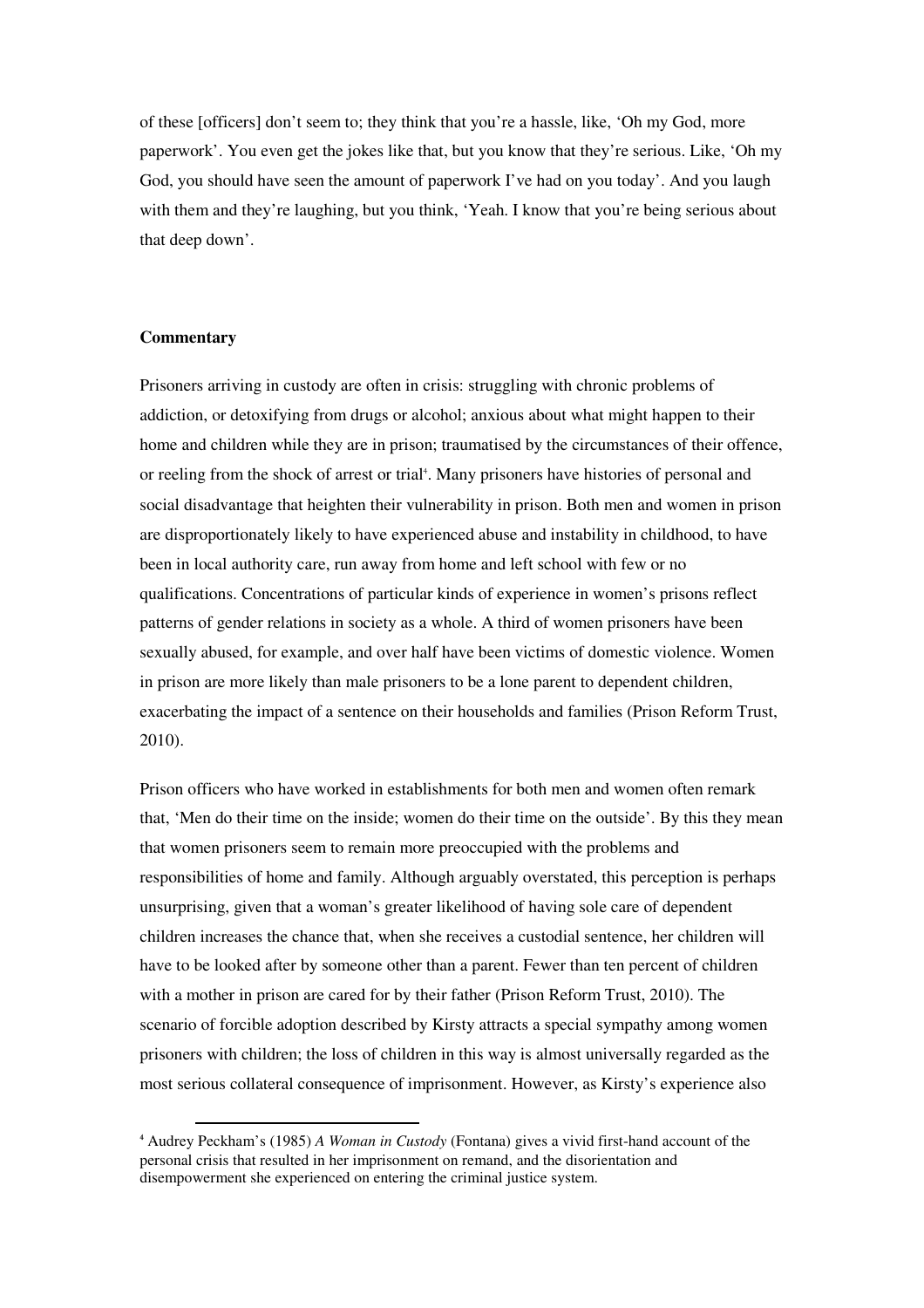of these [officers] don't seem to; they think that you're a hassle, like, 'Oh my God, more paperwork'. You even get the jokes like that, but you know that they're serious. Like, 'Oh my God, you should have seen the amount of paperwork I've had on you today'. And you laugh with them and they're laughing, but you think, 'Yeah. I know that you're being serious about that deep down'.

**Commentary**

Prisoners arriving in custody are often in crisis: struggling with chronic problems of addiction, or detoxifying from drugs or alcohol; anxious about what might happen to their home and children while they are in prison; traumatised by the circumstances of their offence, or reeling from the shock of arrest or trial[4]. Many prisoners have histories of personal and social disadvantage that heighten their vulnerability in prison. Both men and women in prison are disproportionately likely to have experienced abuse and instability in childhood, to have been in local authority care, run away from home and left school with few or no qualifications. Concentrations of particular kinds of experience in women's prisons reflect patterns of gender relations in society as a whole. A third of women prisoners have been sexually abused, for example, and over half have been victims of domestic violence. Women in prison are more likely than male prisoners to be a lone parent to dependent children, exacerbating the impact of a sentence on their households and families (Prison Reform Trust, 2010).

Prison officers who have worked in establishments for both men and women often remark that, 'Men do their time on the inside; women do their time on the outside'. By this they mean that women prisoners seem to remain more preoccupied with the problems and responsibilities of home and family. Although arguably overstated, this perception is perhaps unsurprising, given that a woman's greater likelihood of having sole care of dependent children increases the chance that, when she receives a custodial sentence, her children will have to be looked after by someone other than a parent. Fewer than ten percent of children with a mother in prison are cared for by their father (Prison Reform Trust, 2010). The scenario of forcible adoption described by Kirsty attracts a special sympathy among women prisoners with children; the loss of children in this way is almost universally regarded as the most serious collateral consequence of imprisonment. However, as Kirsty's experience also

[4] Audrey Peckham's (1985) *A Woman in Custody* (Fontana) gives a vivid first-hand account of the personal crisis that resulted in her imprisonment on remand, and the disorientation and disempowerment she experienced on entering the criminal justice system.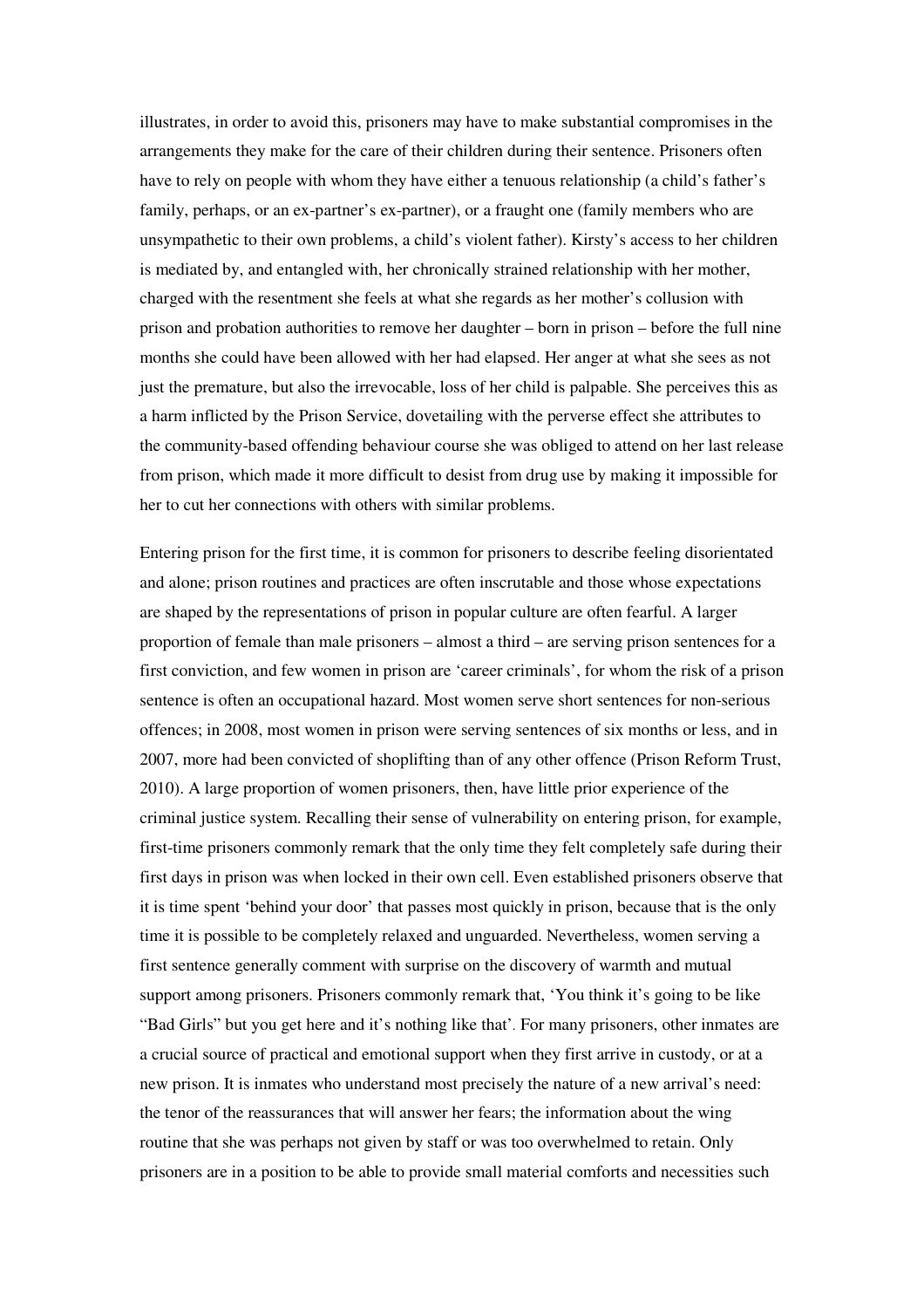illustrates, in order to avoid this, prisoners may have to make substantial compromises in the arrangements they make for the care of their children during their sentence. Prisoners often have to rely on people with whom they have either a tenuous relationship (a child's father's family, perhaps, or an ex-partner's ex-partner), or a fraught one (family members who are unsympathetic to their own problems, a child's violent father). Kirsty's access to her children is mediated by, and entangled with, her chronically strained relationship with her mother, charged with the resentment she feels at what she regards as her mother's collusion with prison and probation authorities to remove her daughter – born in prison – before the full nine months she could have been allowed with her had elapsed. Her anger at what she sees as not just the premature, but also the irrevocable, loss of her child is palpable. She perceives this as a harm inflicted by the Prison Service, dovetailing with the perverse effect she attributes to the community-based offending behaviour course she was obliged to attend on her last release from prison, which made it more difficult to desist from drug use by making it impossible for her to cut her connections with others with similar problems.

Entering prison for the first time, it is common for prisoners to describe feeling disorientated and alone; prison routines and practices are often inscrutable and those whose expectations are shaped by the representations of prison in popular culture are often fearful. A larger proportion of female than male prisoners – almost a third – are serving prison sentences for a first conviction, and few women in prison are 'career criminals', for whom the risk of a prison sentence is often an occupational hazard. Most women serve short sentences for non-serious offences; in 2008, most women in prison were serving sentences of six months or less, and in 2007, more had been convicted of shoplifting than of any other offence (Prison Reform Trust, 2010). A large proportion of women prisoners, then, have little prior experience of the criminal justice system. Recalling their sense of vulnerability on entering prison, for example, first-time prisoners commonly remark that the only time they felt completely safe during their first days in prison was when locked in their own cell. Even established prisoners observe that it is time spent 'behind your door' that passes most quickly in prison, because that is the only time it is possible to be completely relaxed and unguarded. Nevertheless, women serving a first sentence generally comment with surprise on the discovery of warmth and mutual support among prisoners. Prisoners commonly remark that, 'You think it's going to be like "Bad Girls" but you get here and it's nothing like that'. For many prisoners, other inmates are a crucial source of practical and emotional support when they first arrive in custody, or at a new prison. It is inmates who understand most precisely the nature of a new arrival's need: the tenor of the reassurances that will answer her fears; the information about the wing routine that she was perhaps not given by staff or was too overwhelmed to retain. Only prisoners are in a position to be able to provide small material comforts and necessities such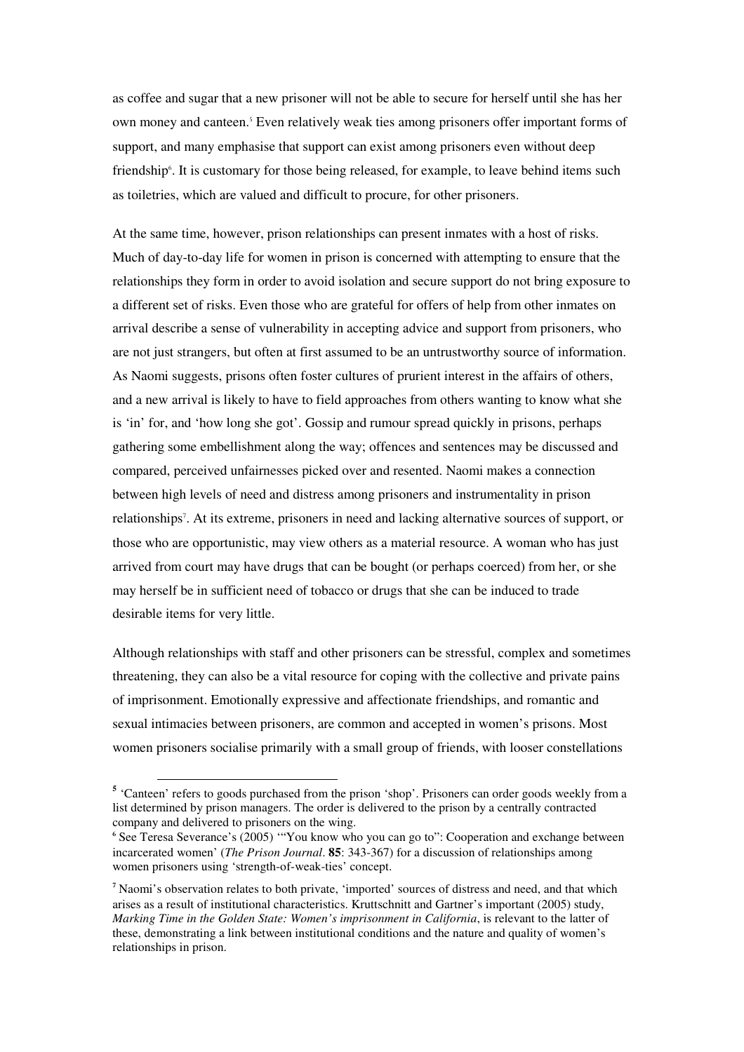as coffee and sugar that a new prisoner will not be able to secure for herself until she has her own money and canteen.[5] Even relatively weak ties among prisoners offer important forms of support, and many emphasise that support can exist among prisoners even without deep friendship[6]. It is customary for those being released, for example, to leave behind items such as toiletries, which are valued and difficult to procure, for other prisoners.

At the same time, however, prison relationships can present inmates with a host of risks. Much of day-to-day life for women in prison is concerned with attempting to ensure that the relationships they form in order to avoid isolation and secure support do not bring exposure to a different set of risks. Even those who are grateful for offers of help from other inmates on arrival describe a sense of vulnerability in accepting advice and support from prisoners, who are not just strangers, but often at first assumed to be an untrustworthy source of information. As Naomi suggests, prisons often foster cultures of prurient interest in the affairs of others, and a new arrival is likely to have to field approaches from others wanting to know what she is 'in' for, and 'how long she got'. Gossip and rumour spread quickly in prisons, perhaps gathering some embellishment along the way; offences and sentences may be discussed and compared, perceived unfairnesses picked over and resented. Naomi makes a connection between high levels of need and distress among prisoners and instrumentality in prison relationships[7]. At its extreme, prisoners in need and lacking alternative sources of support, or those who are opportunistic, may view others as a material resource. A woman who has just arrived from court may have drugs that can be bought (or perhaps coerced) from her, or she may herself be in sufficient need of tobacco or drugs that she can be induced to trade desirable items for very little.

Although relationships with staff and other prisoners can be stressful, complex and sometimes threatening, they can also be a vital resource for coping with the collective and private pains of imprisonment. Emotionally expressive and affectionate friendships, and romantic and sexual intimacies between prisoners, are common and accepted in women's prisons. Most women prisoners socialise primarily with a small group of friends, with looser constellations

---

[5] 'Canteen' refers to goods purchased from the prison 'shop'. Prisoners can order goods weekly from a list determined by prison managers. The order is delivered to the prison by a centrally contracted company and delivered to prisoners on the wing.

[6] See Teresa Severance's (2005) '"You know who you can go to": Cooperation and exchange between incarcerated women' (*The Prison Journal*. **85**: 343-367) for a discussion of relationships among women prisoners using 'strength-of-weak-ties' concept.

[7] Naomi's observation relates to both private, 'imported' sources of distress and need, and that which arises as a result of institutional characteristics. Kruttschnitt and Gartner's important (2005) study, *Marking Time in the Golden State: Women's imprisonment in California*, is relevant to the latter of these, demonstrating a link between institutional conditions and the nature and quality of women's relationships in prison.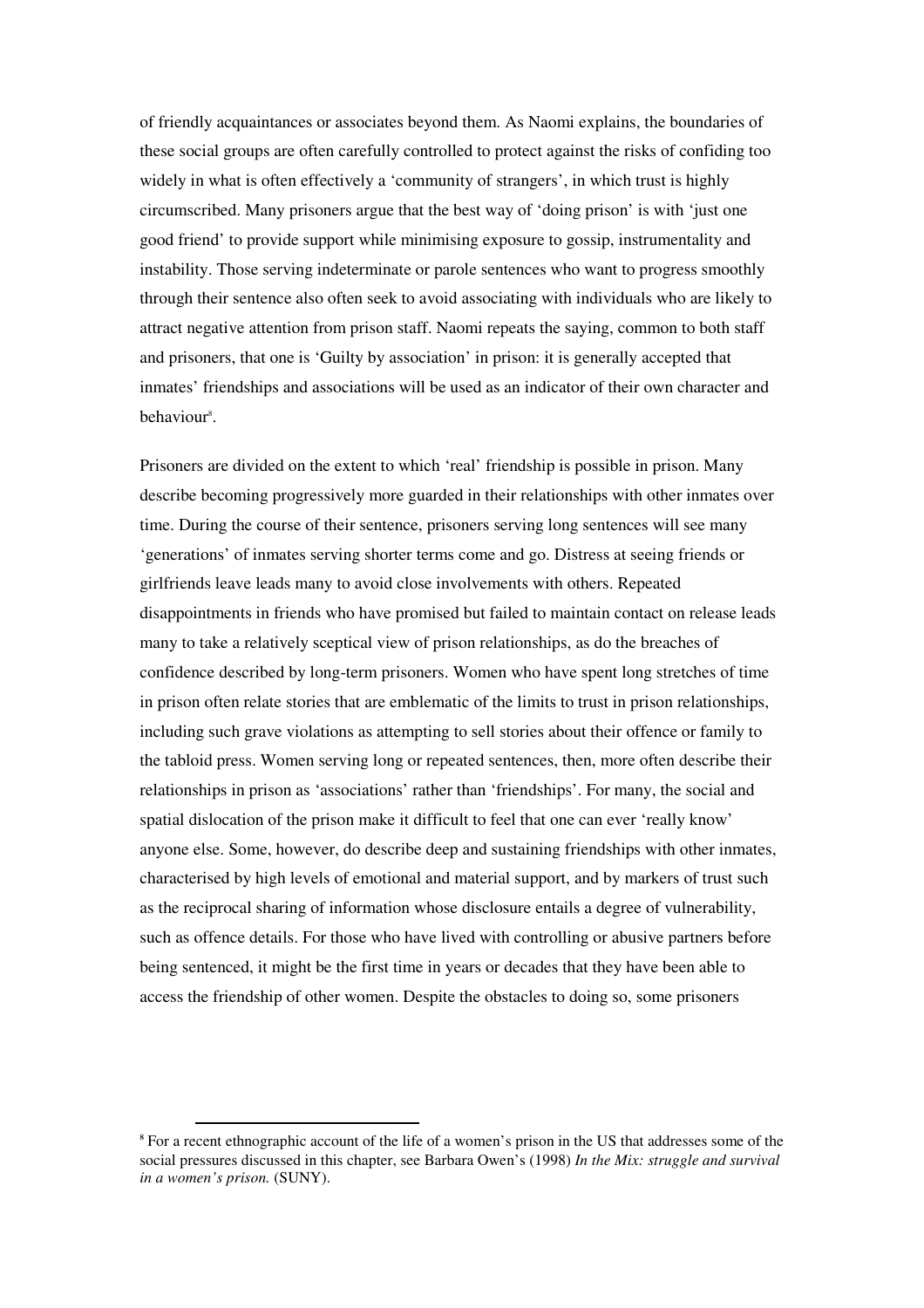of friendly acquaintances or associates beyond them. As Naomi explains, the boundaries of these social groups are often carefully controlled to protect against the risks of confiding too widely in what is often effectively a 'community of strangers', in which trust is highly circumscribed. Many prisoners argue that the best way of 'doing prison' is with 'just one good friend' to provide support while minimising exposure to gossip, instrumentality and instability. Those serving indeterminate or parole sentences who want to progress smoothly through their sentence also often seek to avoid associating with individuals who are likely to attract negative attention from prison staff. Naomi repeats the saying, common to both staff and prisoners, that one is 'Guilty by association' in prison: it is generally accepted that inmates' friendships and associations will be used as an indicator of their own character and behaviour[8].

Prisoners are divided on the extent to which 'real' friendship is possible in prison. Many describe becoming progressively more guarded in their relationships with other inmates over time. During the course of their sentence, prisoners serving long sentences will see many 'generations' of inmates serving shorter terms come and go. Distress at seeing friends or girlfriends leave leads many to avoid close involvements with others. Repeated disappointments in friends who have promised but failed to maintain contact on release leads many to take a relatively sceptical view of prison relationships, as do the breaches of confidence described by long-term prisoners. Women who have spent long stretches of time in prison often relate stories that are emblematic of the limits to trust in prison relationships, including such grave violations as attempting to sell stories about their offence or family to the tabloid press. Women serving long or repeated sentences, then, more often describe their relationships in prison as 'associations' rather than 'friendships'. For many, the social and spatial dislocation of the prison make it difficult to feel that one can ever 'really know' anyone else. Some, however, do describe deep and sustaining friendships with other inmates, characterised by high levels of emotional and material support, and by markers of trust such as the reciprocal sharing of information whose disclosure entails a degree of vulnerability, such as offence details. For those who have lived with controlling or abusive partners before being sentenced, it might be the first time in years or decades that they have been able to access the friendship of other women. Despite the obstacles to doing so, some prisoners

---

[8] For a recent ethnographic account of the life of a women's prison in the US that addresses some of the social pressures discussed in this chapter, see Barbara Owen's (1998) *In the Mix: struggle and survival in a women's prison.* (SUNY).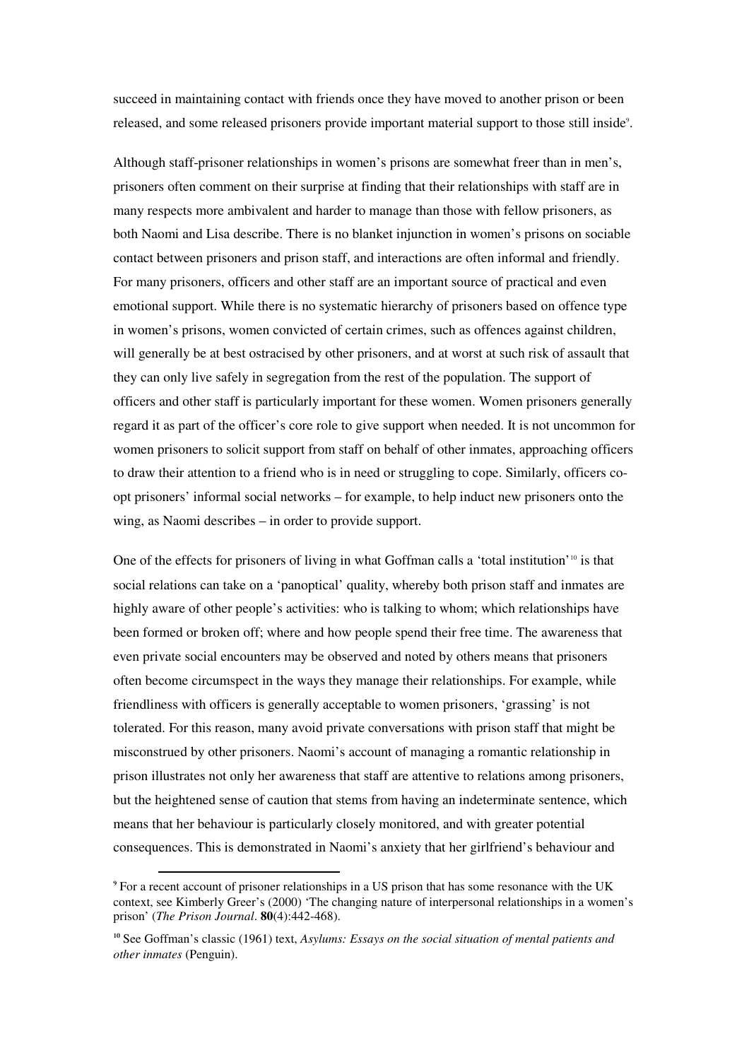succeed in maintaining contact with friends once they have moved to another prison or been released, and some released prisoners provide important material support to those still inside[9].

Although staff-prisoner relationships in women's prisons are somewhat freer than in men's, prisoners often comment on their surprise at finding that their relationships with staff are in many respects more ambivalent and harder to manage than those with fellow prisoners, as both Naomi and Lisa describe. There is no blanket injunction in women's prisons on sociable contact between prisoners and prison staff, and interactions are often informal and friendly. For many prisoners, officers and other staff are an important source of practical and even emotional support. While there is no systematic hierarchy of prisoners based on offence type in women's prisons, women convicted of certain crimes, such as offences against children, will generally be at best ostracised by other prisoners, and at worst at such risk of assault that they can only live safely in segregation from the rest of the population. The support of officers and other staff is particularly important for these women. Women prisoners generally regard it as part of the officer's core role to give support when needed. It is not uncommon for women prisoners to solicit support from staff on behalf of other inmates, approaching officers to draw their attention to a friend who is in need or struggling to cope. Similarly, officers co-opt prisoners' informal social networks – for example, to help induct new prisoners onto the wing, as Naomi describes – in order to provide support.

One of the effects for prisoners of living in what Goffman calls a 'total institution'[10] is that social relations can take on a 'panoptical' quality, whereby both prison staff and inmates are highly aware of other people's activities: who is talking to whom; which relationships have been formed or broken off; where and how people spend their free time. The awareness that even private social encounters may be observed and noted by others means that prisoners often become circumspect in the ways they manage their relationships. For example, while friendliness with officers is generally acceptable to women prisoners, 'grassing' is not tolerated. For this reason, many avoid private conversations with prison staff that might be misconstrued by other prisoners. Naomi's account of managing a romantic relationship in prison illustrates not only her awareness that staff are attentive to relations among prisoners, but the heightened sense of caution that stems from having an indeterminate sentence, which means that her behaviour is particularly closely monitored, and with greater potential consequences. This is demonstrated in Naomi's anxiety that her girlfriend's behaviour and

---

[9] For a recent account of prisoner relationships in a US prison that has some resonance with the UK context, see Kimberly Greer's (2000) 'The changing nature of interpersonal relationships in a women's prison' (*The Prison Journal*. **80**(4):442-468).

[10] See Goffman's classic (1961) text, *Asylums: Essays on the social situation of mental patients and other inmates* (Penguin).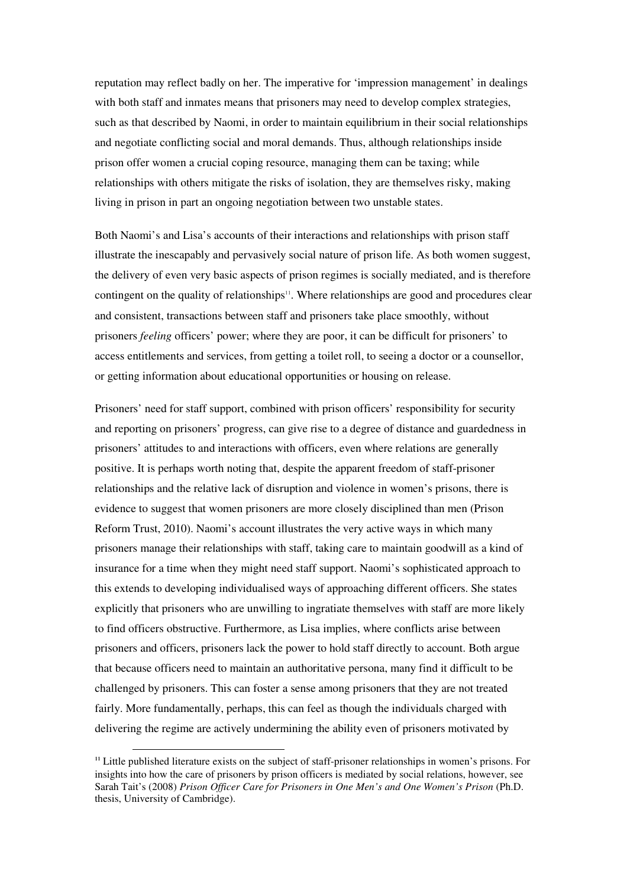reputation may reflect badly on her. The imperative for 'impression management' in dealings with both staff and inmates means that prisoners may need to develop complex strategies, such as that described by Naomi, in order to maintain equilibrium in their social relationships and negotiate conflicting social and moral demands. Thus, although relationships inside prison offer women a crucial coping resource, managing them can be taxing; while relationships with others mitigate the risks of isolation, they are themselves risky, making living in prison in part an ongoing negotiation between two unstable states.

Both Naomi's and Lisa's accounts of their interactions and relationships with prison staff illustrate the inescapably and pervasively social nature of prison life. As both women suggest, the delivery of even very basic aspects of prison regimes is socially mediated, and is therefore contingent on the quality of relationships[11]. Where relationships are good and procedures clear and consistent, transactions between staff and prisoners take place smoothly, without prisoners *feeling* officers' power; where they are poor, it can be difficult for prisoners' to access entitlements and services, from getting a toilet roll, to seeing a doctor or a counsellor, or getting information about educational opportunities or housing on release.

Prisoners' need for staff support, combined with prison officers' responsibility for security and reporting on prisoners' progress, can give rise to a degree of distance and guardedness in prisoners' attitudes to and interactions with officers, even where relations are generally positive. It is perhaps worth noting that, despite the apparent freedom of staff-prisoner relationships and the relative lack of disruption and violence in women's prisons, there is evidence to suggest that women prisoners are more closely disciplined than men (Prison Reform Trust, 2010). Naomi's account illustrates the very active ways in which many prisoners manage their relationships with staff, taking care to maintain goodwill as a kind of insurance for a time when they might need staff support. Naomi's sophisticated approach to this extends to developing individualised ways of approaching different officers. She states explicitly that prisoners who are unwilling to ingratiate themselves with staff are more likely to find officers obstructive. Furthermore, as Lisa implies, where conflicts arise between prisoners and officers, prisoners lack the power to hold staff directly to account. Both argue that because officers need to maintain an authoritative persona, many find it difficult to be challenged by prisoners. This can foster a sense among prisoners that they are not treated fairly. More fundamentally, perhaps, this can feel as though the individuals charged with delivering the regime are actively undermining the ability even of prisoners motivated by

[11] Little published literature exists on the subject of staff-prisoner relationships in women's prisons. For insights into how the care of prisoners by prison officers is mediated by social relations, however, see Sarah Tait's (2008) *Prison Officer Care for Prisoners in One Men's and One Women's Prison* (Ph.D. thesis, University of Cambridge).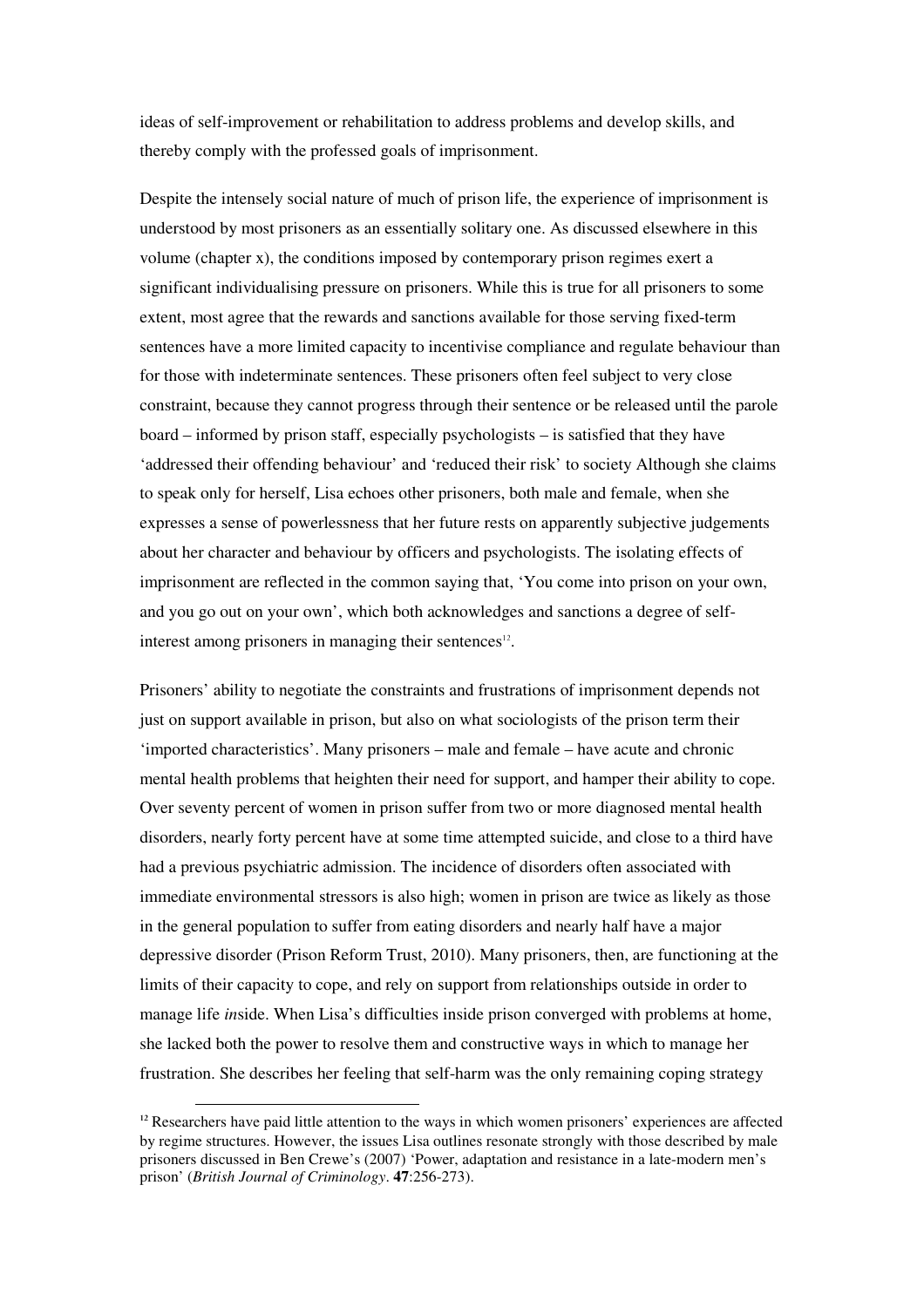ideas of self-improvement or rehabilitation to address problems and develop skills, and thereby comply with the professed goals of imprisonment.

Despite the intensely social nature of much of prison life, the experience of imprisonment is understood by most prisoners as an essentially solitary one. As discussed elsewhere in this volume (chapter x), the conditions imposed by contemporary prison regimes exert a significant individualising pressure on prisoners. While this is true for all prisoners to some extent, most agree that the rewards and sanctions available for those serving fixed-term sentences have a more limited capacity to incentivise compliance and regulate behaviour than for those with indeterminate sentences. These prisoners often feel subject to very close constraint, because they cannot progress through their sentence or be released until the parole board – informed by prison staff, especially psychologists – is satisfied that they have 'addressed their offending behaviour' and 'reduced their risk' to society Although she claims to speak only for herself, Lisa echoes other prisoners, both male and female, when she expresses a sense of powerlessness that her future rests on apparently subjective judgements about her character and behaviour by officers and psychologists. The isolating effects of imprisonment are reflected in the common saying that, 'You come into prison on your own, and you go out on your own', which both acknowledges and sanctions a degree of self-interest among prisoners in managing their sentences[12].

Prisoners' ability to negotiate the constraints and frustrations of imprisonment depends not just on support available in prison, but also on what sociologists of the prison term their 'imported characteristics'. Many prisoners – male and female – have acute and chronic mental health problems that heighten their need for support, and hamper their ability to cope. Over seventy percent of women in prison suffer from two or more diagnosed mental health disorders, nearly forty percent have at some time attempted suicide, and close to a third have had a previous psychiatric admission. The incidence of disorders often associated with immediate environmental stressors is also high; women in prison are twice as likely as those in the general population to suffer from eating disorders and nearly half have a major depressive disorder (Prison Reform Trust, 2010). Many prisoners, then, are functioning at the limits of their capacity to cope, and rely on support from relationships outside in order to manage life *in*side. When Lisa's difficulties inside prison converged with problems at home, she lacked both the power to resolve them and constructive ways in which to manage her frustration. She describes her feeling that self-harm was the only remaining coping strategy

[12] Researchers have paid little attention to the ways in which women prisoners' experiences are affected by regime structures. However, the issues Lisa outlines resonate strongly with those described by male prisoners discussed in Ben Crewe's (2007) 'Power, adaptation and resistance in a late-modern men's prison' (*British Journal of Criminology*. **47**:256-273).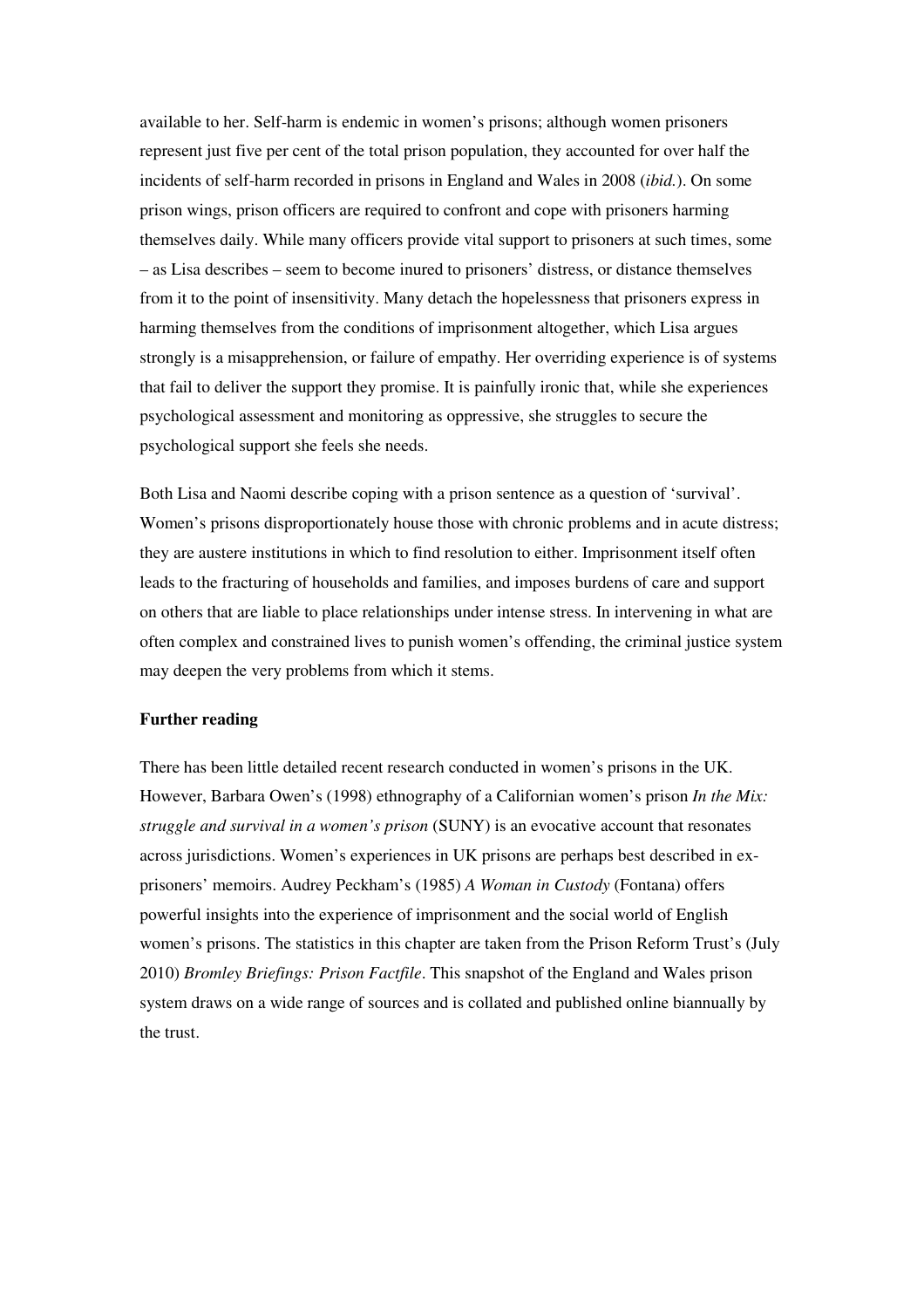available to her. Self-harm is endemic in women's prisons; although women prisoners represent just five per cent of the total prison population, they accounted for over half the incidents of self-harm recorded in prisons in England and Wales in 2008 (*ibid.*). On some prison wings, prison officers are required to confront and cope with prisoners harming themselves daily. While many officers provide vital support to prisoners at such times, some – as Lisa describes – seem to become inured to prisoners' distress, or distance themselves from it to the point of insensitivity. Many detach the hopelessness that prisoners express in harming themselves from the conditions of imprisonment altogether, which Lisa argues strongly is a misapprehension, or failure of empathy. Her overriding experience is of systems that fail to deliver the support they promise. It is painfully ironic that, while she experiences psychological assessment and monitoring as oppressive, she struggles to secure the psychological support she feels she needs.

Both Lisa and Naomi describe coping with a prison sentence as a question of 'survival'. Women's prisons disproportionately house those with chronic problems and in acute distress; they are austere institutions in which to find resolution to either. Imprisonment itself often leads to the fracturing of households and families, and imposes burdens of care and support on others that are liable to place relationships under intense stress. In intervening in what are often complex and constrained lives to punish women's offending, the criminal justice system may deepen the very problems from which it stems.

**Further reading**

There has been little detailed recent research conducted in women's prisons in the UK. However, Barbara Owen's (1998) ethnography of a Californian women's prison *In the Mix: struggle and survival in a women's prison* (SUNY) is an evocative account that resonates across jurisdictions. Women's experiences in UK prisons are perhaps best described in ex-prisoners' memoirs. Audrey Peckham's (1985) *A Woman in Custody* (Fontana) offers powerful insights into the experience of imprisonment and the social world of English women's prisons. The statistics in this chapter are taken from the Prison Reform Trust's (July 2010) *Bromley Briefings: Prison Factfile*. This snapshot of the England and Wales prison system draws on a wide range of sources and is collated and published online biannually by the trust.